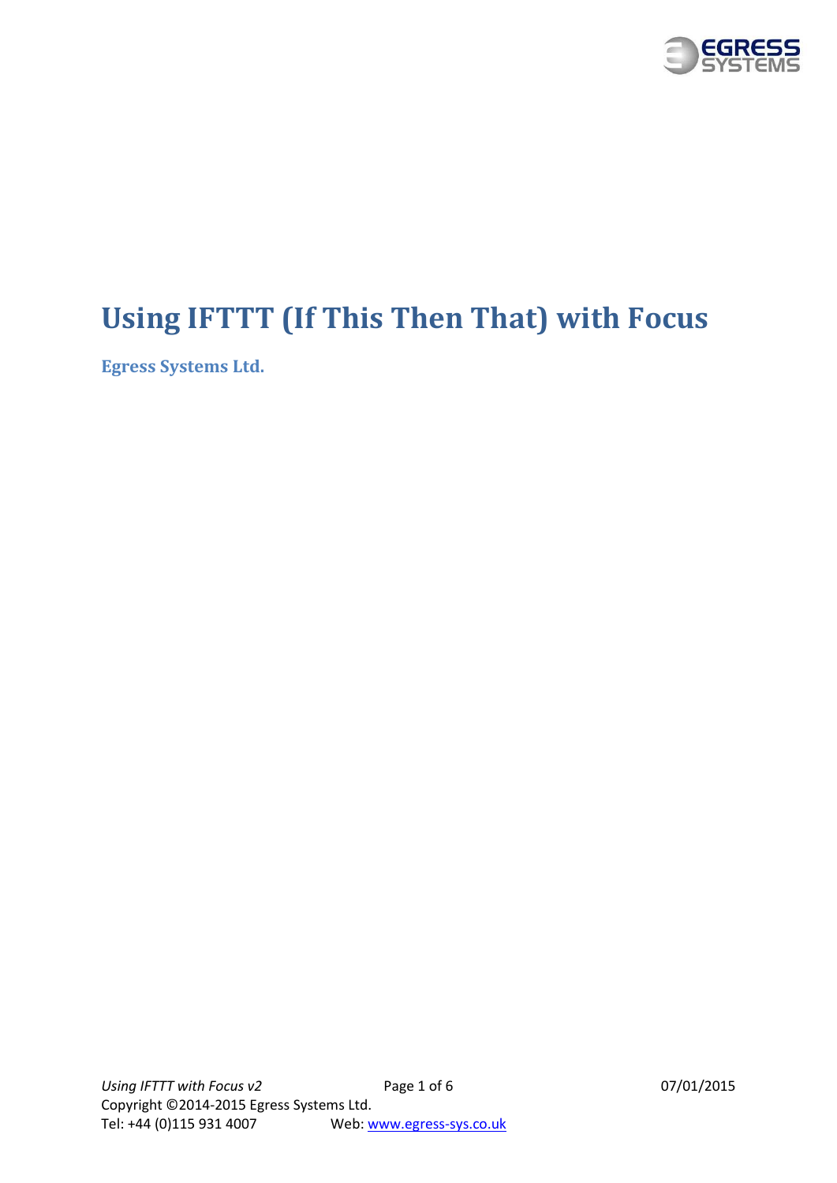# Using IFTTT (If This Then That) with Focus

**Egress Systems Ltd.**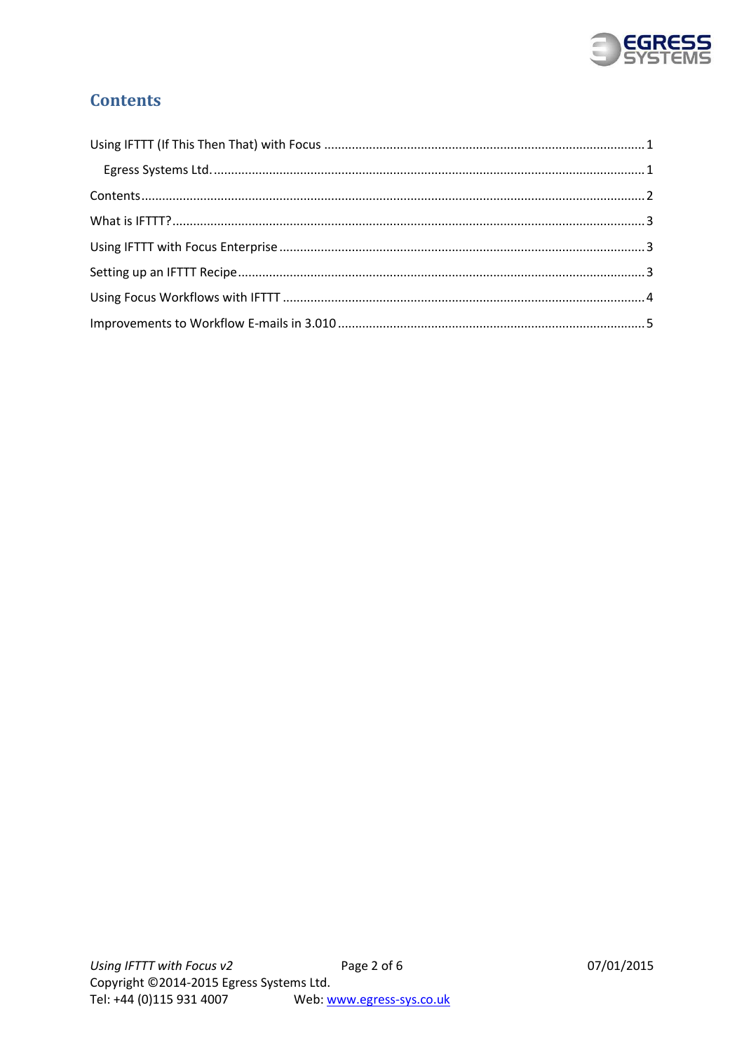# Contents

Using IFTTT (If This Then That) with Focus ........................................................................................... 1

Egress Systems Ltd. ........................................................................................................................... 1

Contents ............................................................................................................................................... 2

What is IFTTT? ...................................................................................................................................... 3

Using IFTTT with Focus Enterprise ........................................................................................................ 3

Setting up an IFTTT Recipe .................................................................................................................... 3

Using Focus Workflows with IFTTT ........................................................................................................ 4

Improvements to Workflow E-mails in 3.010 ....................................................................................... 5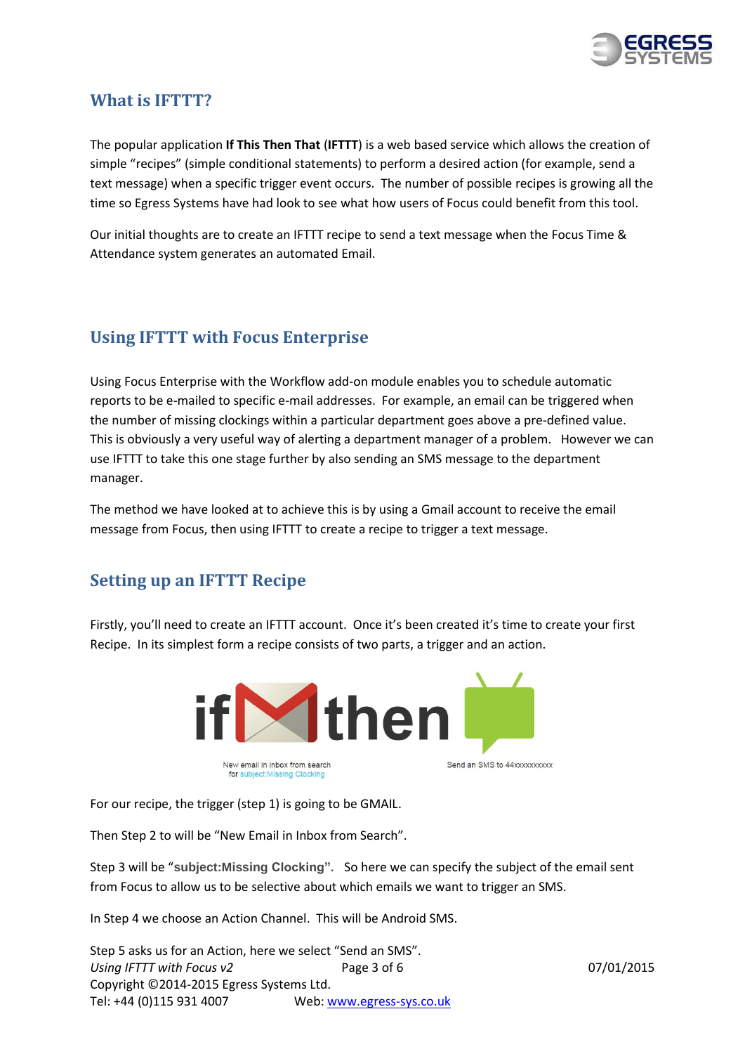## What is IFTTT?

The popular application **If This Then That** (**IFTTT**) is a web based service which allows the creation of simple "recipes" (simple conditional statements) to perform a desired action (for example, send a text message) when a specific trigger event occurs. The number of possible recipes is growing all the time so Egress Systems have had look to see what how users of Focus could benefit from this tool.

Our initial thoughts are to create an IFTTT recipe to send a text message when the Focus Time & Attendance system generates an automated Email.

## Using IFTTT with Focus Enterprise

Using Focus Enterprise with the Workflow add-on module enables you to schedule automatic reports to be e-mailed to specific e-mail addresses. For example, an email can be triggered when the number of missing clockings within a particular department goes above a pre-defined value. This is obviously a very useful way of alerting a department manager of a problem. However we can use IFTTT to take this one stage further by also sending an SMS message to the department manager.

The method we have looked at to achieve this is by using a Gmail account to receive the email message from Focus, then using IFTTT to create a recipe to trigger a text message.

## Setting up an IFTTT Recipe

Firstly, you'll need to create an IFTTT account. Once it's been created it's time to create your first Recipe. In its simplest form a recipe consists of two parts, a trigger and an action.

if then

New email in inbox from search for subject:Missing Clocking

Send an SMS to 44xxxxxxxxxx

For our recipe, the trigger (step 1) is going to be GMAIL.

Then Step 2 to will be "New Email in Inbox from Search".

Step 3 will be "**subject:Missing Clocking**". So here we can specify the subject of the email sent from Focus to allow us to be selective about which emails we want to trigger an SMS.

In Step 4 we choose an Action Channel. This will be Android SMS.

Step 5 asks us for an Action, here we select "Send an SMS".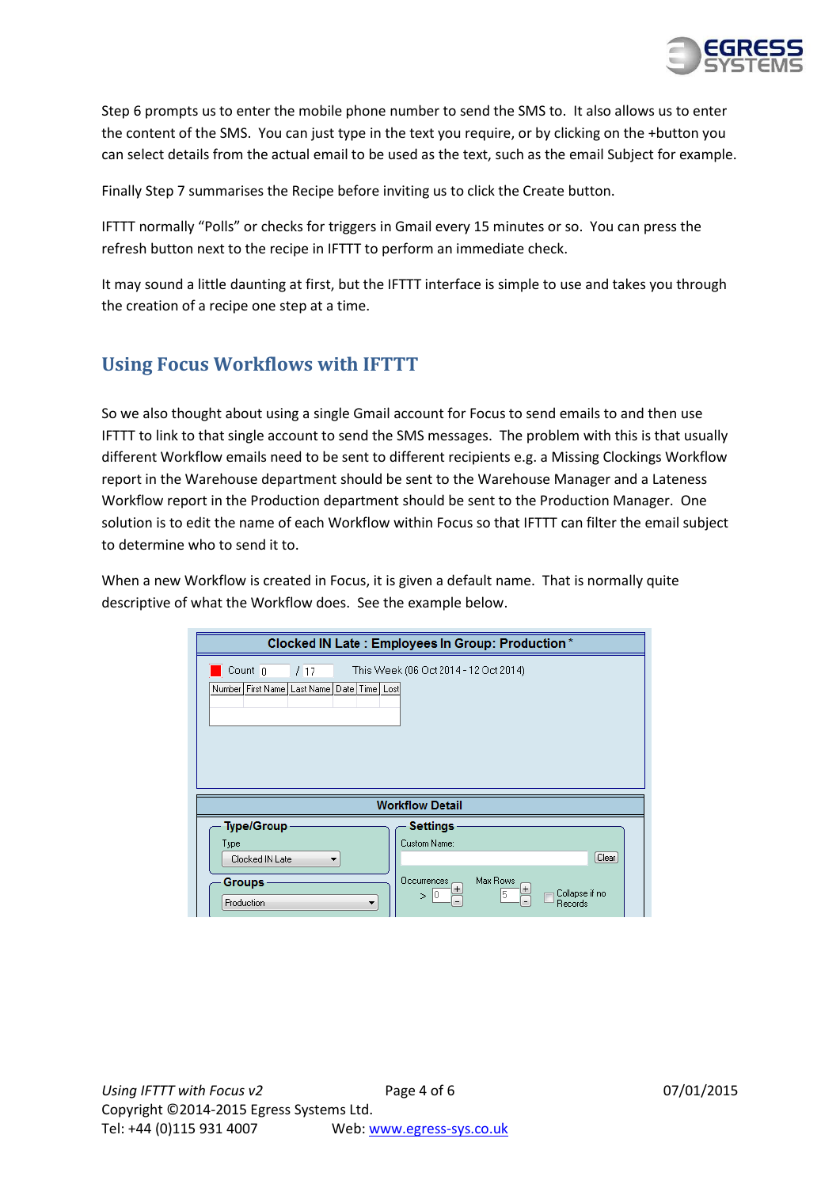Step 6 prompts us to enter the mobile phone number to send the SMS to. It also allows us to enter the content of the SMS. You can just type in the text you require, or by clicking on the +button you can select details from the actual email to be used as the text, such as the email Subject for example.

Finally Step 7 summarises the Recipe before inviting us to click the Create button.

IFTTT normally "Polls" or checks for triggers in Gmail every 15 minutes or so. You can press the refresh button next to the recipe in IFTTT to perform an immediate check.

It may sound a little daunting at first, but the IFTTT interface is simple to use and takes you through the creation of a recipe one step at a time.

## Using Focus Workflows with IFTTT

So we also thought about using a single Gmail account for Focus to send emails to and then use IFTTT to link to that single account to send the SMS messages. The problem with this is that usually different Workflow emails need to be sent to different recipients e.g. a Missing Clockings Workflow report in the Warehouse department should be sent to the Warehouse Manager and a Lateness Workflow report in the Production department should be sent to the Production Manager. One solution is to edit the name of each Workflow within Focus so that IFTTT can filter the email subject to determine who to send it to.

When a new Workflow is created in Focus, it is given a default name. That is normally quite descriptive of what the Workflow does. See the example below.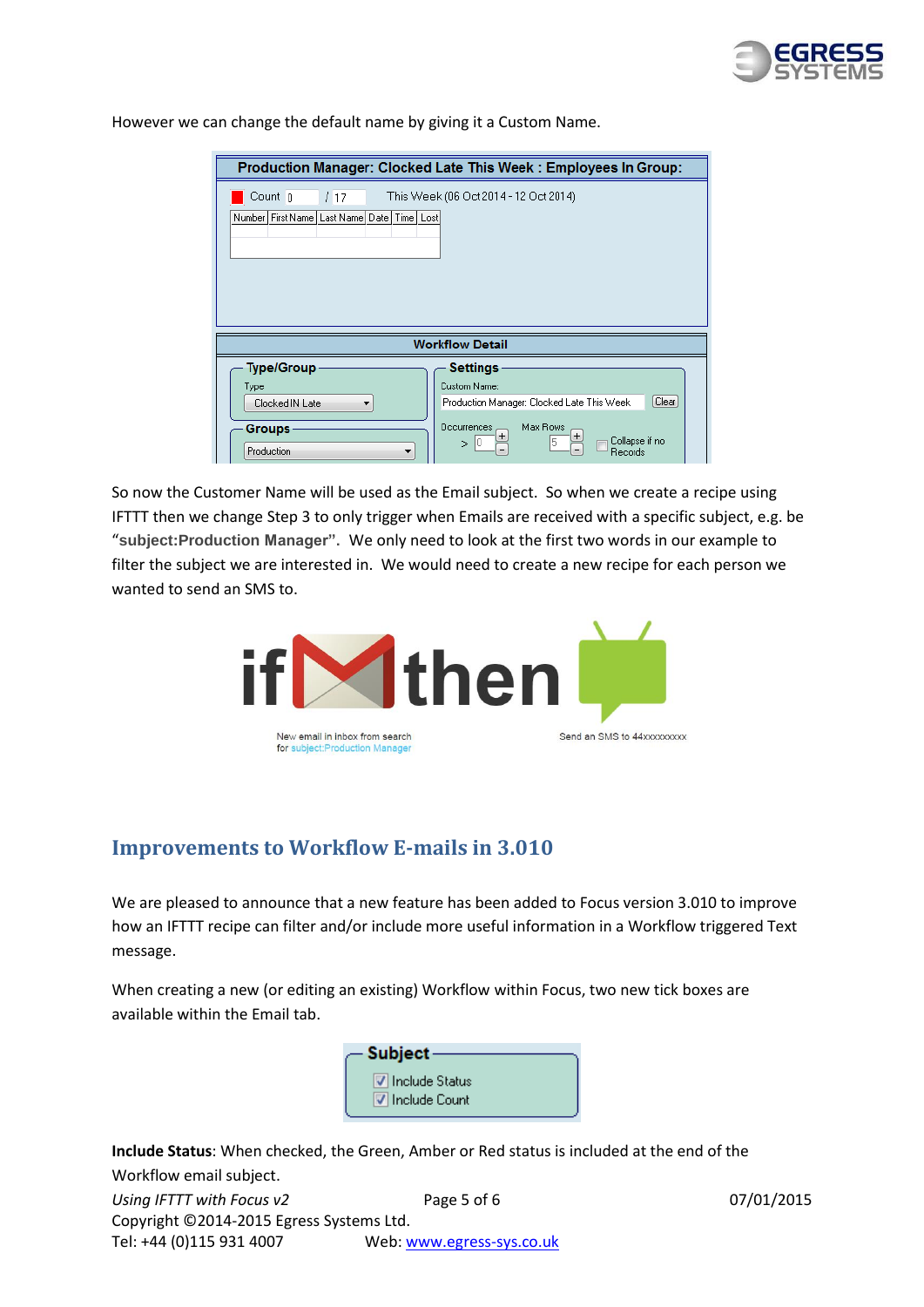However we can change the default name by giving it a Custom Name.

So now the Customer Name will be used as the Email subject. So when we create a recipe using IFTTT then we change Step 3 to only trigger when Emails are received with a specific subject, e.g. be "**subject:Production Manager**". We only need to look at the first two words in our example to filter the subject we are interested in. We would need to create a new recipe for each person we wanted to send an SMS to.

## Improvements to Workflow E-mails in 3.010

We are pleased to announce that a new feature has been added to Focus version 3.010 to improve how an IFTTT recipe can filter and/or include more useful information in a Workflow triggered Text message.

When creating a new (or editing an existing) Workflow within Focus, two new tick boxes are available within the Email tab.

**Include Status**: When checked, the Green, Amber or Red status is included at the end of the Workflow email subject.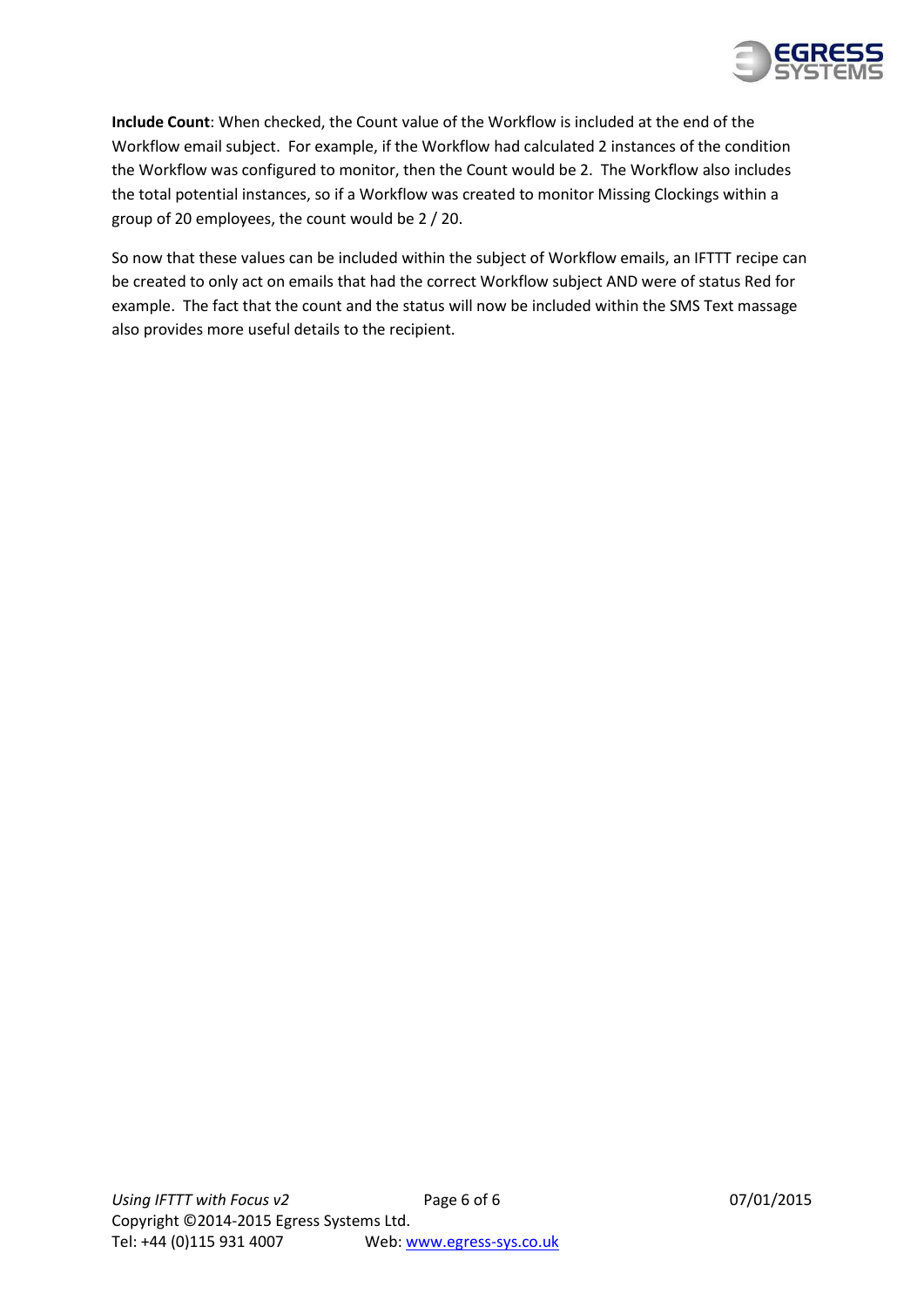**Include Count**: When checked, the Count value of the Workflow is included at the end of the Workflow email subject. For example, if the Workflow had calculated 2 instances of the condition the Workflow was configured to monitor, then the Count would be 2. The Workflow also includes the total potential instances, so if a Workflow was created to monitor Missing Clockings within a group of 20 employees, the count would be 2 / 20.

So now that these values can be included within the subject of Workflow emails, an IFTTT recipe can be created to only act on emails that had the correct Workflow subject AND were of status Red for example. The fact that the count and the status will now be included within the SMS Text massage also provides more useful details to the recipient.